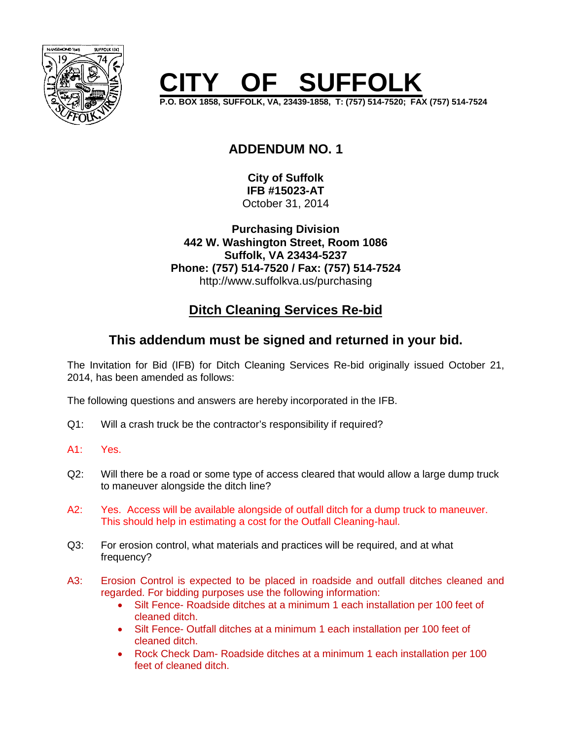# CITY OF SUFFOLK

**P.O. BOX 1858, SUFFOLK, VA, 23439-1858, T: (757) 514-7520; FAX (757) 514-7524**

## ADDENDUM NO. 1

**City of Suffolk**
**IFB #15023-AT**
October 31, 2014

**Purchasing Division**
**442 W. Washington Street, Room 1086**
**Suffolk, VA 23434-5237**
**Phone: (757) 514-7520 / Fax: (757) 514-7524**
http://www.suffolkva.us/purchasing

## Ditch Cleaning Services Re-bid

## This addendum must be signed and returned in your bid.

The Invitation for Bid (IFB) for Ditch Cleaning Services Re-bid originally issued October 21, 2014, has been amended as follows:

The following questions and answers are hereby incorporated in the IFB.

Q1: Will a crash truck be the contractor's responsibility if required?

A1: Yes.

Q2: Will there be a road or some type of access cleared that would allow a large dump truck to maneuver alongside the ditch line?

A2: Yes. Access will be available alongside of outfall ditch for a dump truck to maneuver. This should help in estimating a cost for the Outfall Cleaning-haul.

Q3: For erosion control, what materials and practices will be required, and at what frequency?

A3: Erosion Control is expected to be placed in roadside and outfall ditches cleaned and regarded. For bidding purposes use the following information:

- Silt Fence- Roadside ditches at a minimum 1 each installation per 100 feet of cleaned ditch.
- Silt Fence- Outfall ditches at a minimum 1 each installation per 100 feet of cleaned ditch.
- Rock Check Dam- Roadside ditches at a minimum 1 each installation per 100 feet of cleaned ditch.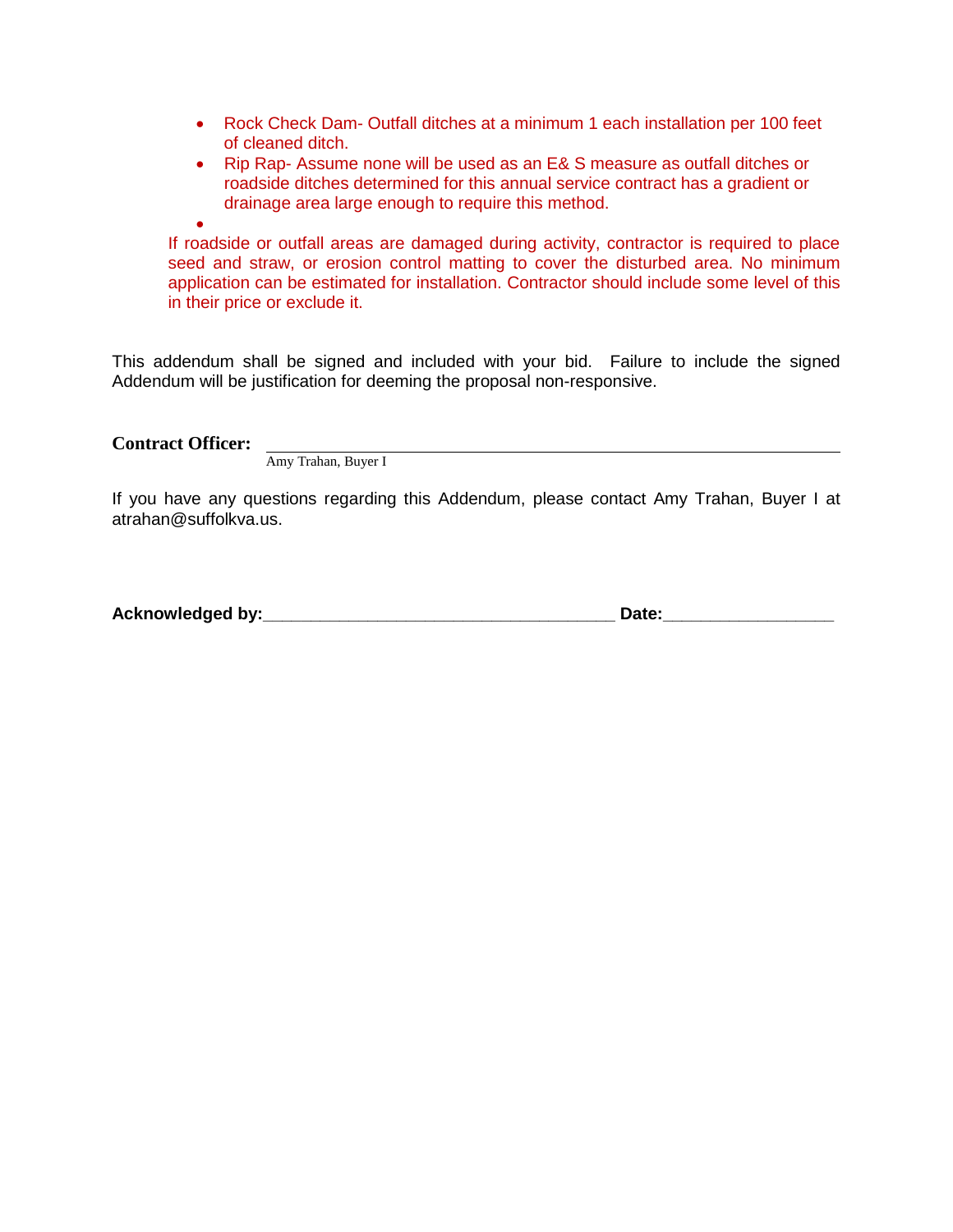- Rock Check Dam- Outfall ditches at a minimum 1 each installation per 100 feet of cleaned ditch.
- Rip Rap- Assume none will be used as an E& S measure as outfall ditches or roadside ditches determined for this annual service contract has a gradient or drainage area large enough to require this method.
- 

If roadside or outfall areas are damaged during activity, contractor is required to place seed and straw, or erosion control matting to cover the disturbed area. No minimum application can be estimated for installation. Contractor should include some level of this in their price or exclude it.

This addendum shall be signed and included with your bid. Failure to include the signed Addendum will be justification for deeming the proposal non-responsive.

**Contract Officer:** ________________________________________

Amy Trahan, Buyer I

If you have any questions regarding this Addendum, please contact Amy Trahan, Buyer I at atrahan@suffolkva.us.

**Acknowledged by:**_____________________________________ **Date:**_________________